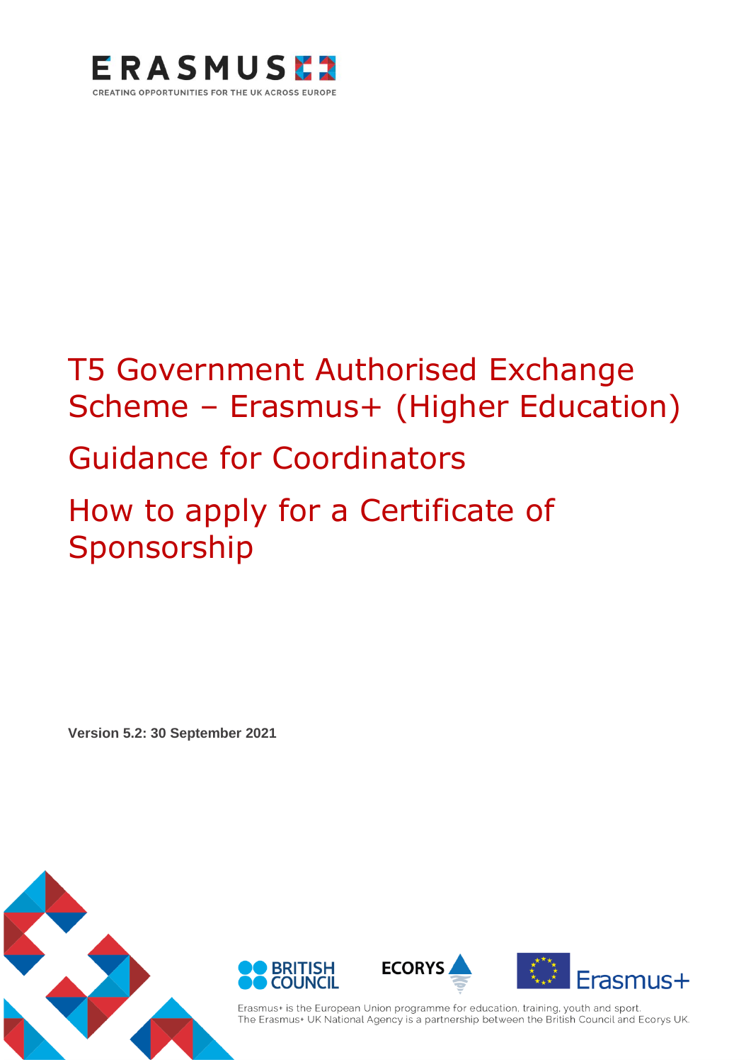ERASMUS+

CREATING OPPORTUNITIES FOR THE UK ACROSS EUROPE

# T5 Government Authorised Exchange Scheme – Erasmus+ (Higher Education)

## Guidance for Coordinators

## How to apply for a Certificate of Sponsorship

**Version 5.2: 30 September 2021**

Erasmus+ is the European Union programme for education, training, youth and sport.
The Erasmus+ UK National Agency is a partnership between the British Council and Ecorys UK.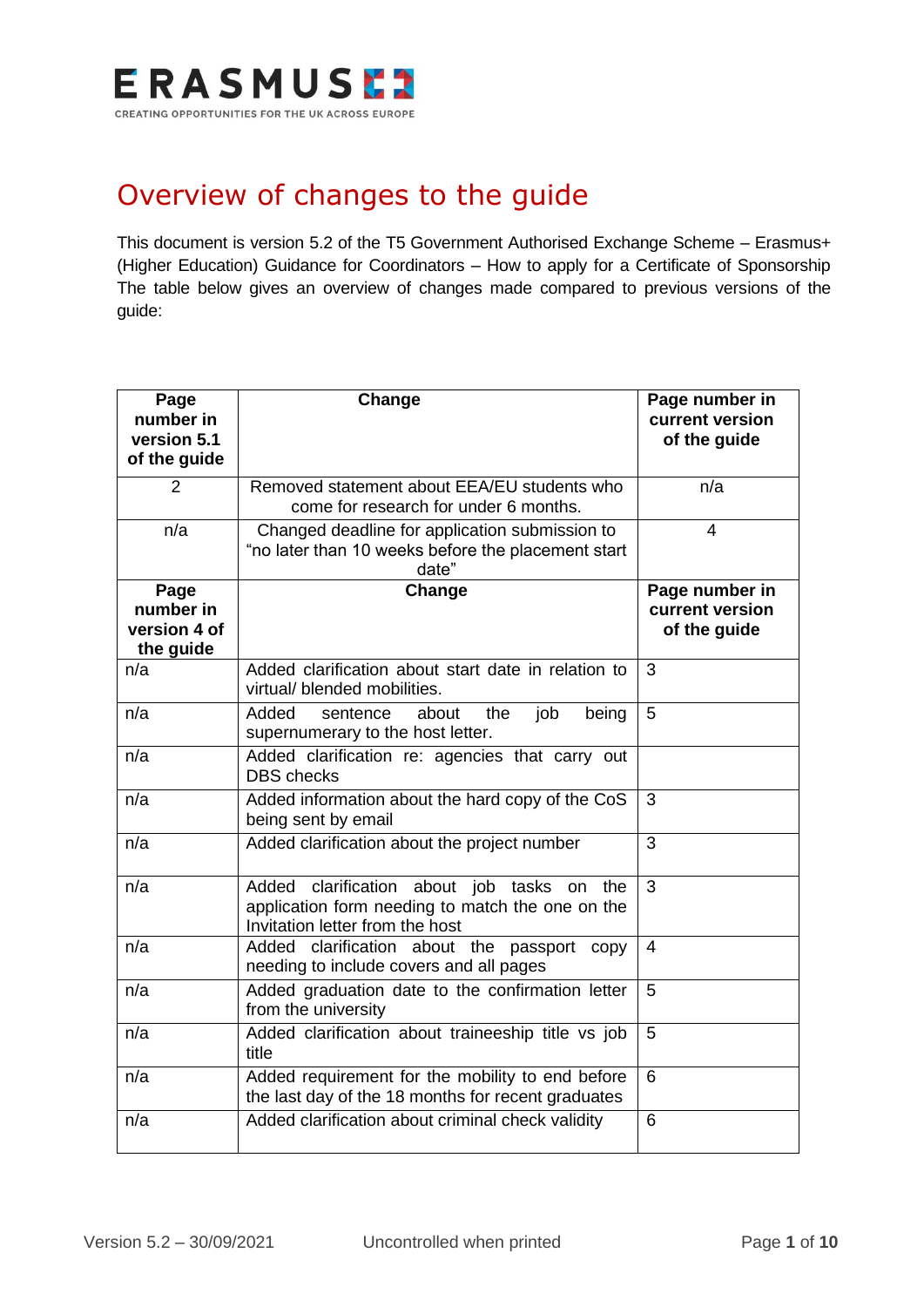# Overview of changes to the guide

This document is version 5.2 of the T5 Government Authorised Exchange Scheme – Erasmus+ (Higher Education) Guidance for Coordinators – How to apply for a Certificate of Sponsorship The table below gives an overview of changes made compared to previous versions of the guide:

| Page number in version 5.1 of the guide | Change | Page number in current version of the guide |
|---|---|---|
| 2 | Removed statement about EEA/EU students who come for research for under 6 months. | n/a |
| n/a | Changed deadline for application submission to "no later than 10 weeks before the placement start date" | 4 |
| **Page number in version 4 of the guide** | **Change** | **Page number in current version of the guide** |
| n/a | Added clarification about start date in relation to virtual/ blended mobilities. | 3 |
| n/a | Added sentence about the job being supernumerary to the host letter. | 5 |
| n/a | Added clarification re: agencies that carry out DBS checks | |
| n/a | Added information about the hard copy of the CoS being sent by email | 3 |
| n/a | Added clarification about the project number | 3 |
| n/a | Added clarification about job tasks on the application form needing to match the one on the Invitation letter from the host | 3 |
| n/a | Added clarification about the passport copy needing to include covers and all pages | 4 |
| n/a | Added graduation date to the confirmation letter from the university | 5 |
| n/a | Added clarification about traineeship title vs job title | 5 |
| n/a | Added requirement for the mobility to end before the last day of the 18 months for recent graduates | 6 |
| n/a | Added clarification about criminal check validity | 6 |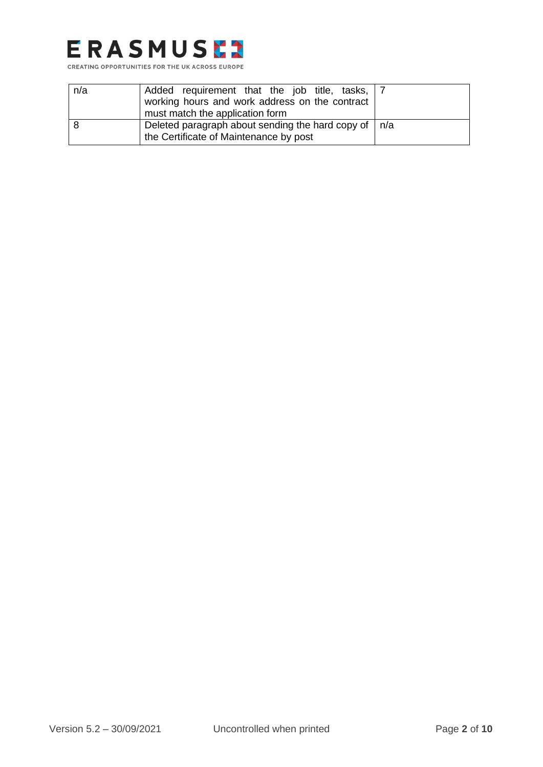| n/a | Added requirement that the job title, tasks, working hours and work address on the contract must match the application form | 7 |
|---|---|---|
| 8 | Deleted paragraph about sending the hard copy of the Certificate of Maintenance by post | n/a |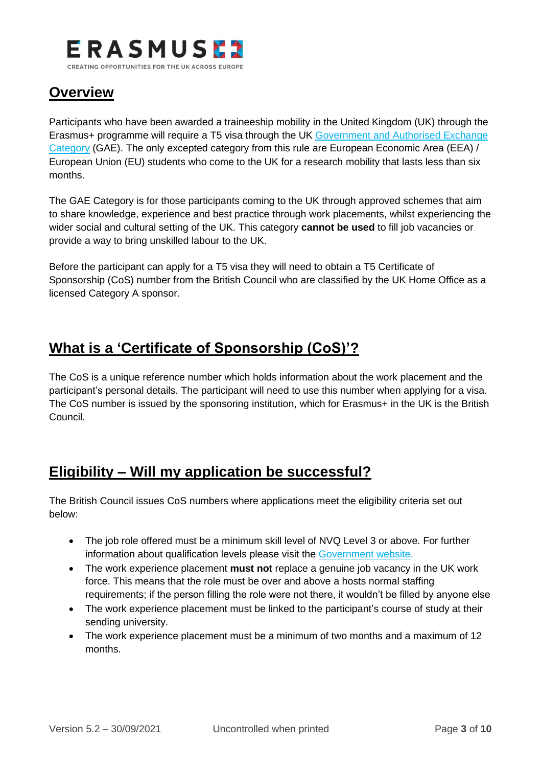## Overview

Participants who have been awarded a traineeship mobility in the United Kingdom (UK) through the Erasmus+ programme will require a T5 visa through the UK Government and Authorised Exchange Category (GAE). The only excepted category from this rule are European Economic Area (EEA) / European Union (EU) students who come to the UK for a research mobility that lasts less than six months.

The GAE Category is for those participants coming to the UK through approved schemes that aim to share knowledge, experience and best practice through work placements, whilst experiencing the wider social and cultural setting of the UK. This category **cannot be used** to fill job vacancies or provide a way to bring unskilled labour to the UK.

Before the participant can apply for a T5 visa they will need to obtain a T5 Certificate of Sponsorship (CoS) number from the British Council who are classified by the UK Home Office as a licensed Category A sponsor.

## What is a 'Certificate of Sponsorship (CoS)'?

The CoS is a unique reference number which holds information about the work placement and the participant's personal details. The participant will need to use this number when applying for a visa. The CoS number is issued by the sponsoring institution, which for Erasmus+ in the UK is the British Council.

## Eligibility – Will my application be successful?

The British Council issues CoS numbers where applications meet the eligibility criteria set out below:

- The job role offered must be a minimum skill level of NVQ Level 3 or above. For further information about qualification levels please visit the Government website.
- The work experience placement **must not** replace a genuine job vacancy in the UK work force. This means that the role must be over and above a hosts normal staffing requirements; if the person filling the role were not there, it wouldn't be filled by anyone else
- The work experience placement must be linked to the participant's course of study at their sending university.
- The work experience placement must be a minimum of two months and a maximum of 12 months.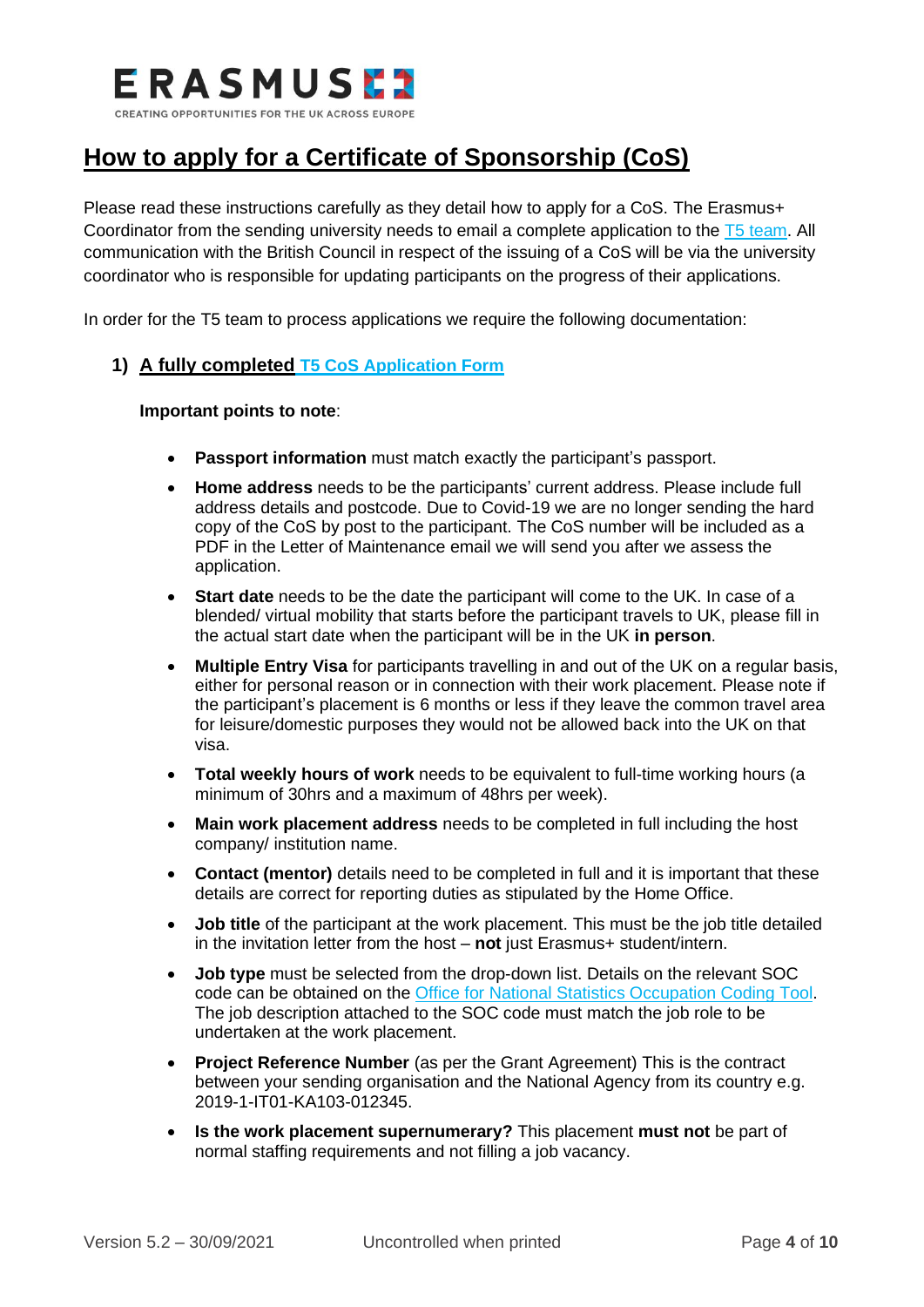# How to apply for a Certificate of Sponsorship (CoS)

Please read these instructions carefully as they detail how to apply for a CoS. The Erasmus+ Coordinator from the sending university needs to email a complete application to the T5 team. All communication with the British Council in respect of the issuing of a CoS will be via the university coordinator who is responsible for updating participants on the progress of their applications.

In order for the T5 team to process applications we require the following documentation:

## 1) A fully completed T5 CoS Application Form

**Important points to note**:

- **Passport information** must match exactly the participant's passport.
- **Home address** needs to be the participants' current address. Please include full address details and postcode. Due to Covid-19 we are no longer sending the hard copy of the CoS by post to the participant. The CoS number will be included as a PDF in the Letter of Maintenance email we will send you after we assess the application.
- **Start date** needs to be the date the participant will come to the UK. In case of a blended/ virtual mobility that starts before the participant travels to UK, please fill in the actual start date when the participant will be in the UK **in person**.
- **Multiple Entry Visa** for participants travelling in and out of the UK on a regular basis, either for personal reason or in connection with their work placement. Please note if the participant's placement is 6 months or less if they leave the common travel area for leisure/domestic purposes they would not be allowed back into the UK on that visa.
- **Total weekly hours of work** needs to be equivalent to full-time working hours (a minimum of 30hrs and a maximum of 48hrs per week).
- **Main work placement address** needs to be completed in full including the host company/ institution name.
- **Contact (mentor)** details need to be completed in full and it is important that these details are correct for reporting duties as stipulated by the Home Office.
- **Job title** of the participant at the work placement. This must be the job title detailed in the invitation letter from the host – **not** just Erasmus+ student/intern.
- **Job type** must be selected from the drop-down list. Details on the relevant SOC code can be obtained on the Office for National Statistics Occupation Coding Tool. The job description attached to the SOC code must match the job role to be undertaken at the work placement.
- **Project Reference Number** (as per the Grant Agreement) This is the contract between your sending organisation and the National Agency from its country e.g. 2019-1-IT01-KA103-012345.
- **Is the work placement supernumerary?** This placement **must not** be part of normal staffing requirements and not filling a job vacancy.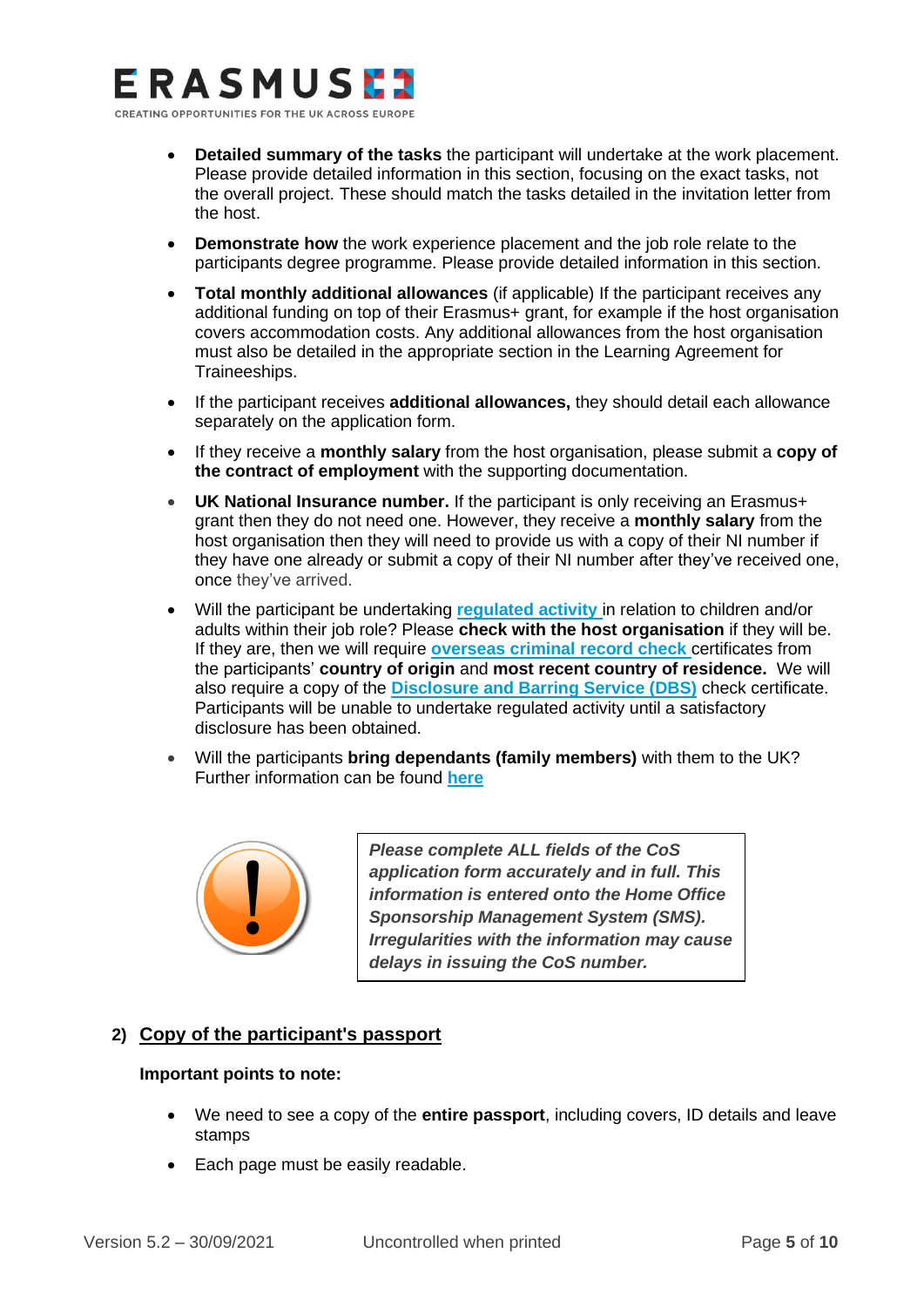- **Detailed summary of the tasks** the participant will undertake at the work placement. Please provide detailed information in this section, focusing on the exact tasks, not the overall project. These should match the tasks detailed in the invitation letter from the host.

- **Demonstrate how** the work experience placement and the job role relate to the participants degree programme. Please provide detailed information in this section.

- **Total monthly additional allowances** (if applicable) If the participant receives any additional funding on top of their Erasmus+ grant, for example if the host organisation covers accommodation costs. Any additional allowances from the host organisation must also be detailed in the appropriate section in the Learning Agreement for Traineeships.

- If the participant receives **additional allowances,** they should detail each allowance separately on the application form.

- If they receive a **monthly salary** from the host organisation, please submit a **copy of the contract of employment** with the supporting documentation.

- **UK National Insurance number.** If the participant is only receiving an Erasmus+ grant then they do not need one. However, they receive a **monthly salary** from the host organisation then they will need to provide us with a copy of their NI number if they have one already or submit a copy of their NI number after they've received one, once they've arrived.

- Will the participant be undertaking **regulated activity** in relation to children and/or adults within their job role? Please **check with the host organisation** if they will be. If they are, then we will require **overseas criminal record check** certificates from the participants' **country of origin** and **most recent country of residence.** We will also require a copy of the **Disclosure and Barring Service (DBS)** check certificate. Participants will be unable to undertake regulated activity until a satisfactory disclosure has been obtained.

- Will the participants **bring dependants (family members)** with them to the UK? Further information can be found **here**

> ***Please complete ALL fields of the CoS application form accurately and in full. This information is entered onto the Home Office Sponsorship Management System (SMS). Irregularities with the information may cause delays in issuing the CoS number.***

## 2) Copy of the participant's passport

**Important points to note:**

- We need to see a copy of the **entire passport**, including covers, ID details and leave stamps

- Each page must be easily readable.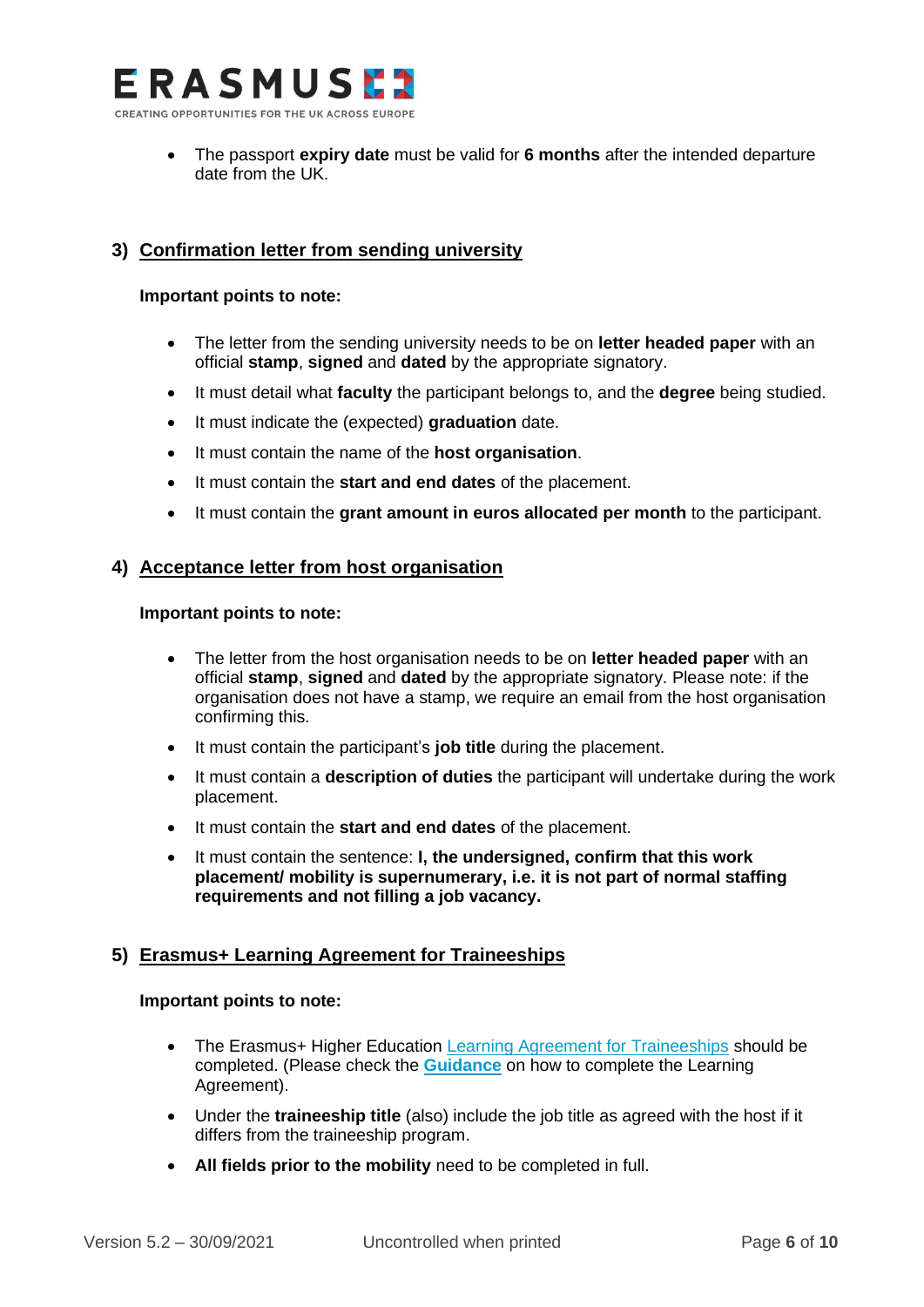- The passport **expiry date** must be valid for **6 months** after the intended departure date from the UK.

## 3) Confirmation letter from sending university

**Important points to note:**

- The letter from the sending university needs to be on **letter headed paper** with an official **stamp**, **signed** and **dated** by the appropriate signatory.
- It must detail what **faculty** the participant belongs to, and the **degree** being studied.
- It must indicate the (expected) **graduation** date.
- It must contain the name of the **host organisation**.
- It must contain the **start and end dates** of the placement.
- It must contain the **grant amount in euros allocated per month** to the participant.

## 4) Acceptance letter from host organisation

**Important points to note:**

- The letter from the host organisation needs to be on **letter headed paper** with an official **stamp**, **signed** and **dated** by the appropriate signatory. Please note: if the organisation does not have a stamp, we require an email from the host organisation confirming this.
- It must contain the participant's **job title** during the placement.
- It must contain a **description of duties** the participant will undertake during the work placement.
- It must contain the **start and end dates** of the placement.
- It must contain the sentence: **I, the undersigned, confirm that this work placement/ mobility is supernumerary, i.e. it is not part of normal staffing requirements and not filling a job vacancy.**

## 5) Erasmus+ Learning Agreement for Traineeships

**Important points to note:**

- The Erasmus+ Higher Education Learning Agreement for Traineeships should be completed. (Please check the **Guidance** on how to complete the Learning Agreement).
- Under the **traineeship title** (also) include the job title as agreed with the host if it differs from the traineeship program.
- **All fields prior to the mobility** need to be completed in full.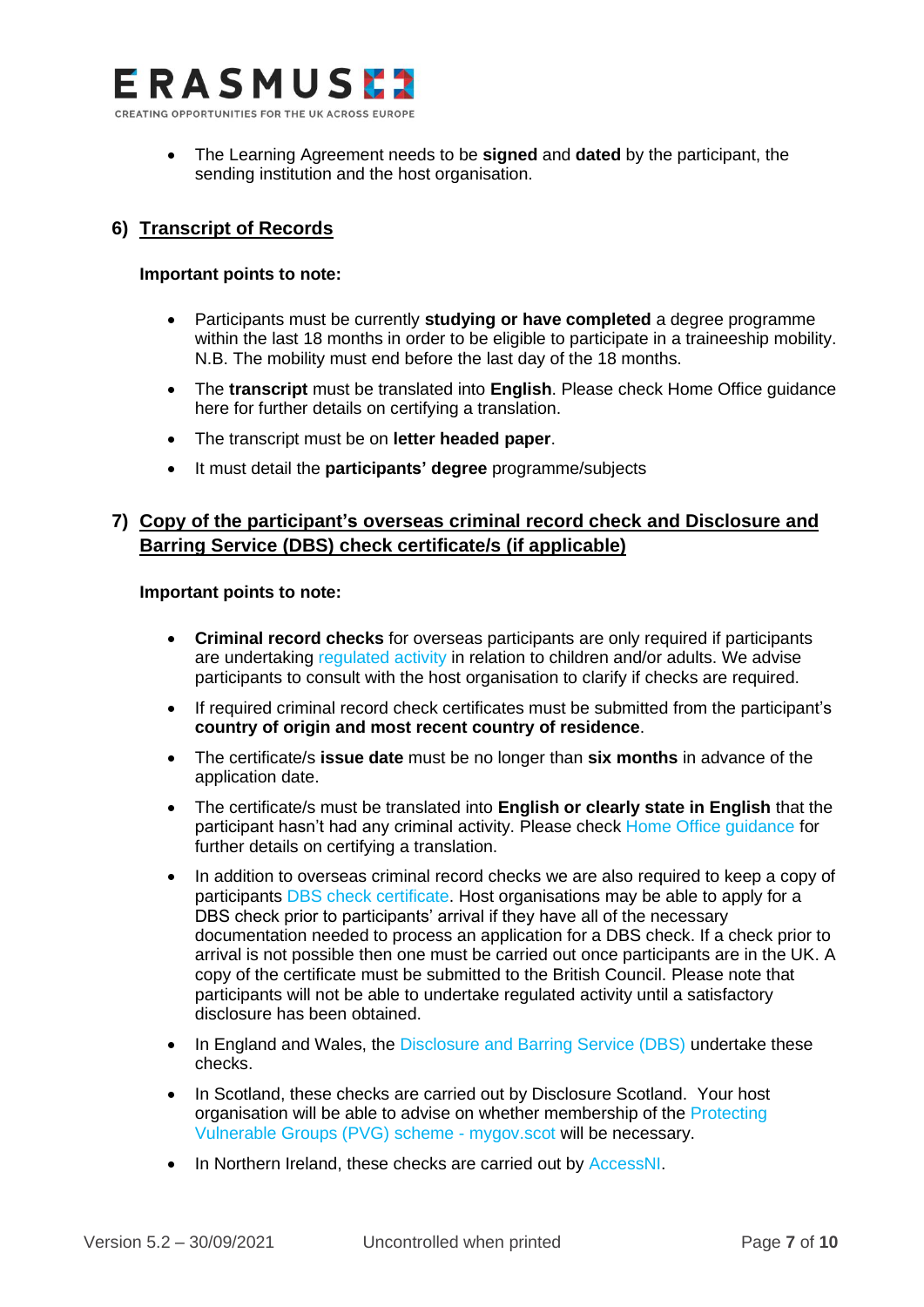- The Learning Agreement needs to be **signed** and **dated** by the participant, the sending institution and the host organisation.

## 6) Transcript of Records

**Important points to note:**

- Participants must be currently **studying or have completed** a degree programme within the last 18 months in order to be eligible to participate in a traineeship mobility. N.B. The mobility must end before the last day of the 18 months.
- The **transcript** must be translated into **English**. Please check Home Office guidance here for further details on certifying a translation.
- The transcript must be on **letter headed paper**.
- It must detail the **participants' degree** programme/subjects

## 7) Copy of the participant's overseas criminal record check and Disclosure and Barring Service (DBS) check certificate/s (if applicable)

**Important points to note:**

- **Criminal record checks** for overseas participants are only required if participants are undertaking regulated activity in relation to children and/or adults. We advise participants to consult with the host organisation to clarify if checks are required.
- If required criminal record check certificates must be submitted from the participant's **country of origin and most recent country of residence**.
- The certificate/s **issue date** must be no longer than **six months** in advance of the application date.
- The certificate/s must be translated into **English or clearly state in English** that the participant hasn't had any criminal activity. Please check Home Office guidance for further details on certifying a translation.
- In addition to overseas criminal record checks we are also required to keep a copy of participants DBS check certificate. Host organisations may be able to apply for a DBS check prior to participants' arrival if they have all of the necessary documentation needed to process an application for a DBS check. If a check prior to arrival is not possible then one must be carried out once participants are in the UK. A copy of the certificate must be submitted to the British Council. Please note that participants will not be able to undertake regulated activity until a satisfactory disclosure has been obtained.
- In England and Wales, the Disclosure and Barring Service (DBS) undertake these checks.
- In Scotland, these checks are carried out by Disclosure Scotland. Your host organisation will be able to advise on whether membership of the Protecting Vulnerable Groups (PVG) scheme - mygov.scot will be necessary.
- In Northern Ireland, these checks are carried out by AccessNI.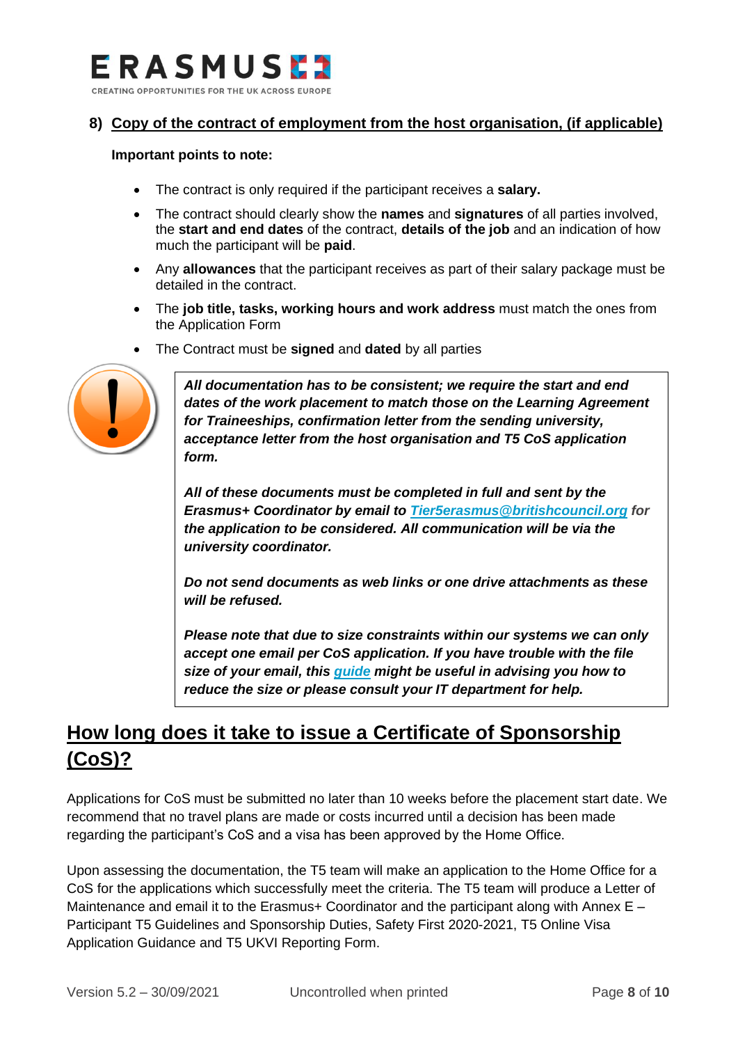### 8) Copy of the contract of employment from the host organisation, (if applicable)

**Important points to note:**

- The contract is only required if the participant receives a **salary.**
- The contract should clearly show the **names** and **signatures** of all parties involved, the **start and end dates** of the contract, **details of the job** and an indication of how much the participant will be **paid**.
- Any **allowances** that the participant receives as part of their salary package must be detailed in the contract.
- The **job title, tasks, working hours and work address** must match the ones from the Application Form
- The Contract must be **signed** and **dated** by all parties

***All documentation has to be consistent; we require the start and end dates of the work placement to match those on the Learning Agreement for Traineeships, confirmation letter from the sending university, acceptance letter from the host organisation and T5 CoS application form.***

***All of these documents must be completed in full and sent by the Erasmus+ Coordinator by email to Tier5erasmus@britishcouncil.org for the application to be considered. All communication will be via the university coordinator.***

***Do not send documents as web links or one drive attachments as these will be refused.***

***Please note that due to size constraints within our systems we can only accept one email per CoS application. If you have trouble with the file size of your email, this guide might be useful in advising you how to reduce the size or please consult your IT department for help.***

## How long does it take to issue a Certificate of Sponsorship (CoS)?

Applications for CoS must be submitted no later than 10 weeks before the placement start date. We recommend that no travel plans are made or costs incurred until a decision has been made regarding the participant's CoS and a visa has been approved by the Home Office.

Upon assessing the documentation, the T5 team will make an application to the Home Office for a CoS for the applications which successfully meet the criteria. The T5 team will produce a Letter of Maintenance and email it to the Erasmus+ Coordinator and the participant along with Annex E – Participant T5 Guidelines and Sponsorship Duties, Safety First 2020-2021, T5 Online Visa Application Guidance and T5 UKVI Reporting Form.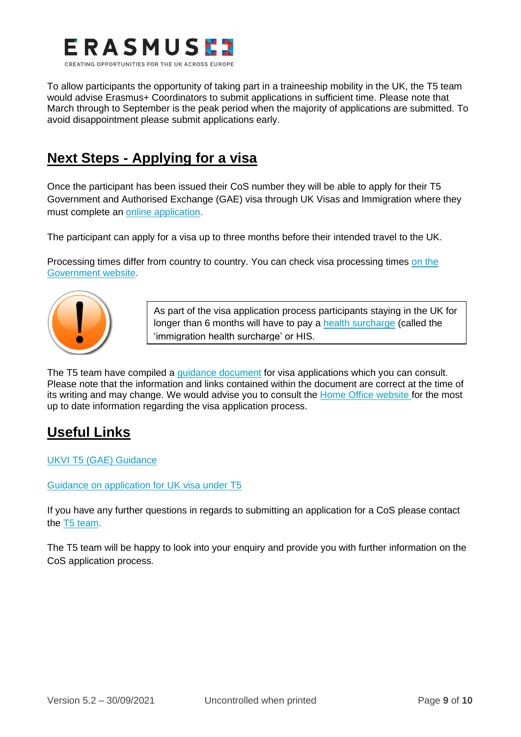To allow participants the opportunity of taking part in a traineeship mobility in the UK, the T5 team would advise Erasmus+ Coordinators to submit applications in sufficient time. Please note that March through to September is the peak period when the majority of applications are submitted. To avoid disappointment please submit applications early.

## Next Steps - Applying for a visa

Once the participant has been issued their CoS number they will be able to apply for their T5 Government and Authorised Exchange (GAE) visa through UK Visas and Immigration where they must complete an online application.

The participant can apply for a visa up to three months before their intended travel to the UK.

Processing times differ from country to country. You can check visa processing times on the Government website.

> As part of the visa application process participants staying in the UK for longer than 6 months will have to pay a health surcharge (called the 'immigration health surcharge' or HIS.

The T5 team have compiled a guidance document for visa applications which you can consult. Please note that the information and links contained within the document are correct at the time of its writing and may change. We would advise you to consult the Home Office website for the most up to date information regarding the visa application process.

## Useful Links

UKVI T5 (GAE) Guidance

Guidance on application for UK visa under T5

If you have any further questions in regards to submitting an application for a CoS please contact the T5 team.

The T5 team will be happy to look into your enquiry and provide you with further information on the CoS application process.